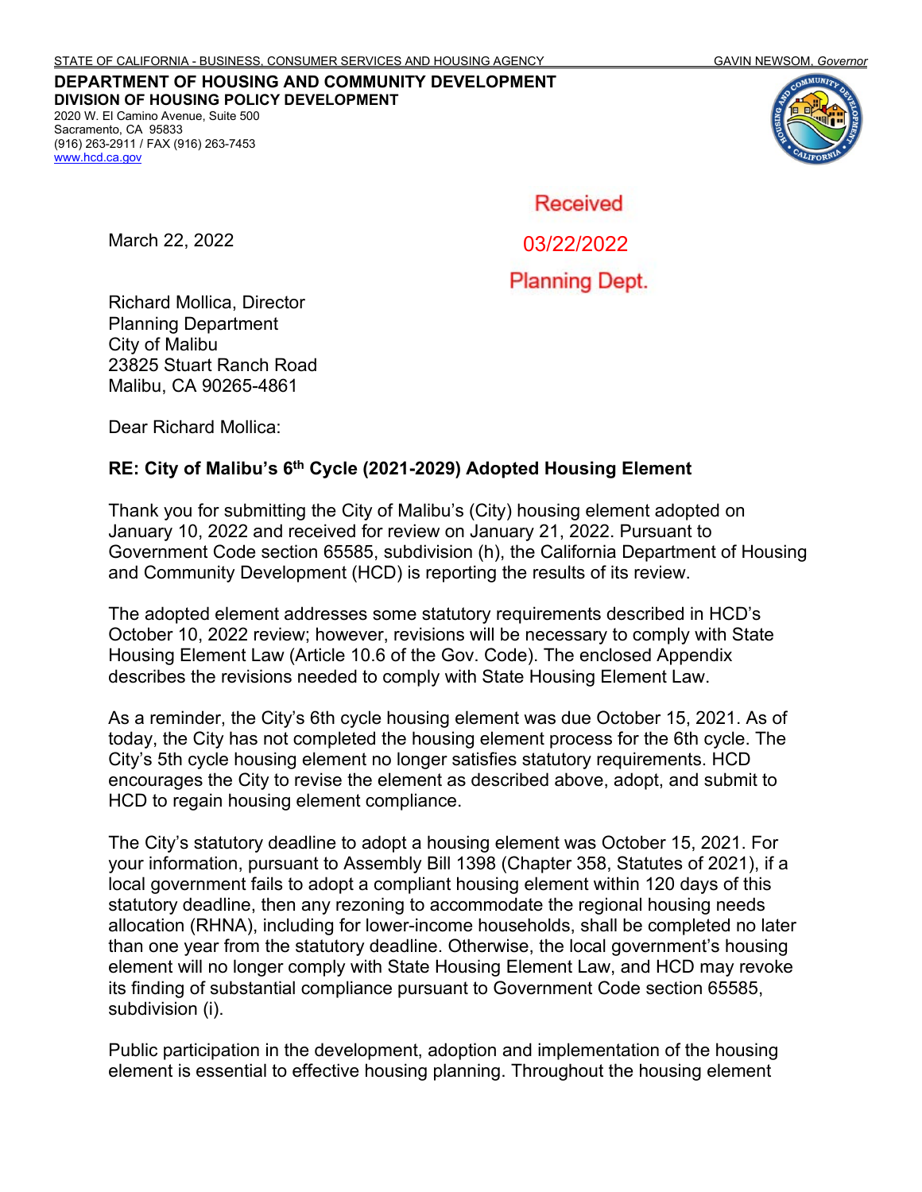STATE OF CALIFORNIA - BUSINESS, CONSUMER SERVICES AND HOUSING AGENCY GAVIN NEWSOM, *Governor*

**DEPARTMENT OF HOUSING AND COMMUNITY DEVELOPMENT**
**DIVISION OF HOUSING POLICY DEVELOPMENT**
2020 W. El Camino Avenue, Suite 500
Sacramento, CA 95833
(916) 263-2911 / FAX (916) 263-7453
www.hcd.ca.gov

Received
03/22/2022
Planning Dept.

March 22, 2022

Richard Mollica, Director
Planning Department
City of Malibu
23825 Stuart Ranch Road
Malibu, CA 90265-4861

Dear Richard Mollica:

**RE: City of Malibu's 6th Cycle (2021-2029) Adopted Housing Element**

Thank you for submitting the City of Malibu's (City) housing element adopted on January 10, 2022 and received for review on January 21, 2022. Pursuant to Government Code section 65585, subdivision (h), the California Department of Housing and Community Development (HCD) is reporting the results of its review.

The adopted element addresses some statutory requirements described in HCD's October 10, 2022 review; however, revisions will be necessary to comply with State Housing Element Law (Article 10.6 of the Gov. Code). The enclosed Appendix describes the revisions needed to comply with State Housing Element Law.

As a reminder, the City's 6th cycle housing element was due October 15, 2021. As of today, the City has not completed the housing element process for the 6th cycle. The City's 5th cycle housing element no longer satisfies statutory requirements. HCD encourages the City to revise the element as described above, adopt, and submit to HCD to regain housing element compliance.

The City's statutory deadline to adopt a housing element was October 15, 2021. For your information, pursuant to Assembly Bill 1398 (Chapter 358, Statutes of 2021), if a local government fails to adopt a compliant housing element within 120 days of this statutory deadline, then any rezoning to accommodate the regional housing needs allocation (RHNA), including for lower-income households, shall be completed no later than one year from the statutory deadline. Otherwise, the local government's housing element will no longer comply with State Housing Element Law, and HCD may revoke its finding of substantial compliance pursuant to Government Code section 65585, subdivision (i).

Public participation in the development, adoption and implementation of the housing element is essential to effective housing planning. Throughout the housing element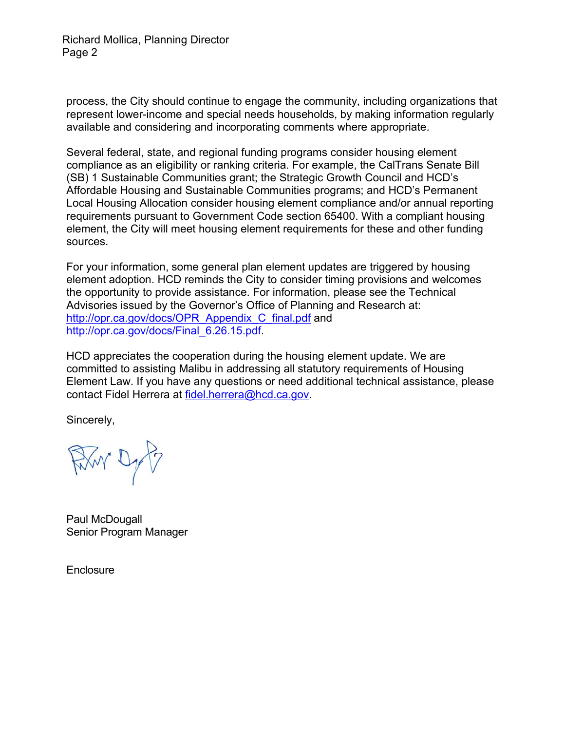process, the City should continue to engage the community, including organizations that represent lower-income and special needs households, by making information regularly available and considering and incorporating comments where appropriate.

Several federal, state, and regional funding programs consider housing element compliance as an eligibility or ranking criteria. For example, the CalTrans Senate Bill (SB) 1 Sustainable Communities grant; the Strategic Growth Council and HCD's Affordable Housing and Sustainable Communities programs; and HCD's Permanent Local Housing Allocation consider housing element compliance and/or annual reporting requirements pursuant to Government Code section 65400. With a compliant housing element, the City will meet housing element requirements for these and other funding sources.

For your information, some general plan element updates are triggered by housing element adoption. HCD reminds the City to consider timing provisions and welcomes the opportunity to provide assistance. For information, please see the Technical Advisories issued by the Governor's Office of Planning and Research at: [http://opr.ca.gov/docs/OPR_Appendix_C_final.pdf](http://opr.ca.gov/docs/OPR_Appendix_C_final.pdf) and [http://opr.ca.gov/docs/Final_6.26.15.pdf](http://opr.ca.gov/docs/Final_6.26.15.pdf).

HCD appreciates the cooperation during the housing element update. We are committed to assisting Malibu in addressing all statutory requirements of Housing Element Law. If you have any questions or need additional technical assistance, please contact Fidel Herrera at [fidel.herrera@hcd.ca.gov](mailto:fidel.herrera@hcd.ca.gov).

Sincerely,

Paul McDougall
Senior Program Manager

Enclosure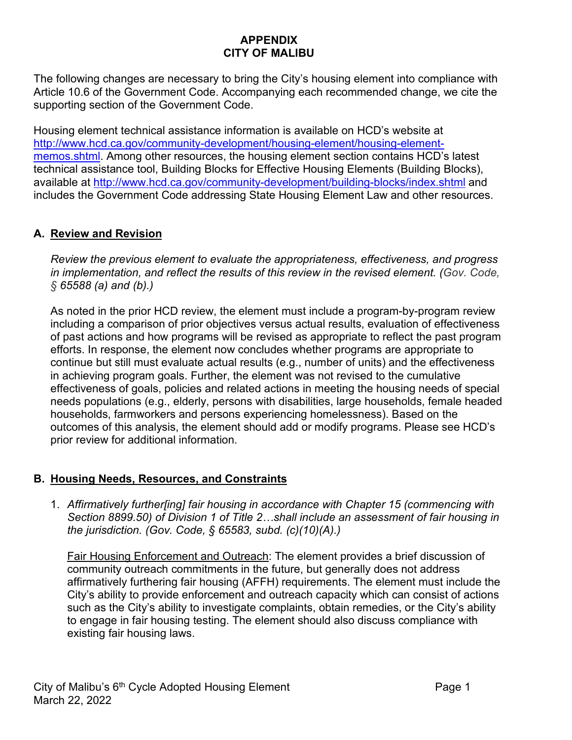**APPENDIX**
**CITY OF MALIBU**

The following changes are necessary to bring the City's housing element into compliance with Article 10.6 of the Government Code. Accompanying each recommended change, we cite the supporting section of the Government Code.

Housing element technical assistance information is available on HCD's website at http://www.hcd.ca.gov/community-development/housing-element/housing-element-memos.shtml. Among other resources, the housing element section contains HCD's latest technical assistance tool, Building Blocks for Effective Housing Elements (Building Blocks), available at http://www.hcd.ca.gov/community-development/building-blocks/index.shtml and includes the Government Code addressing State Housing Element Law and other resources.

## A. Review and Revision

*Review the previous element to evaluate the appropriateness, effectiveness, and progress in implementation, and reflect the results of this review in the revised element. (Gov. Code, § 65588 (a) and (b).)*

As noted in the prior HCD review, the element must include a program-by-program review including a comparison of prior objectives versus actual results, evaluation of effectiveness of past actions and how programs will be revised as appropriate to reflect the past program efforts. In response, the element now concludes whether programs are appropriate to continue but still must evaluate actual results (e.g., number of units) and the effectiveness in achieving program goals. Further, the element was not revised to the cumulative effectiveness of goals, policies and related actions in meeting the housing needs of special needs populations (e.g., elderly, persons with disabilities, large households, female headed households, farmworkers and persons experiencing homelessness). Based on the outcomes of this analysis, the element should add or modify programs. Please see HCD's prior review for additional information.

## B. Housing Needs, Resources, and Constraints

1. *Affirmatively further[ing] fair housing in accordance with Chapter 15 (commencing with Section 8899.50) of Division 1 of Title 2…shall include an assessment of fair housing in the jurisdiction. (Gov. Code, § 65583, subd. (c)(10)(A).)*

   Fair Housing Enforcement and Outreach: The element provides a brief discussion of community outreach commitments in the future, but generally does not address affirmatively furthering fair housing (AFFH) requirements. The element must include the City's ability to provide enforcement and outreach capacity which can consist of actions such as the City's ability to investigate complaints, obtain remedies, or the City's ability to engage in fair housing testing. The element should also discuss compliance with existing fair housing laws.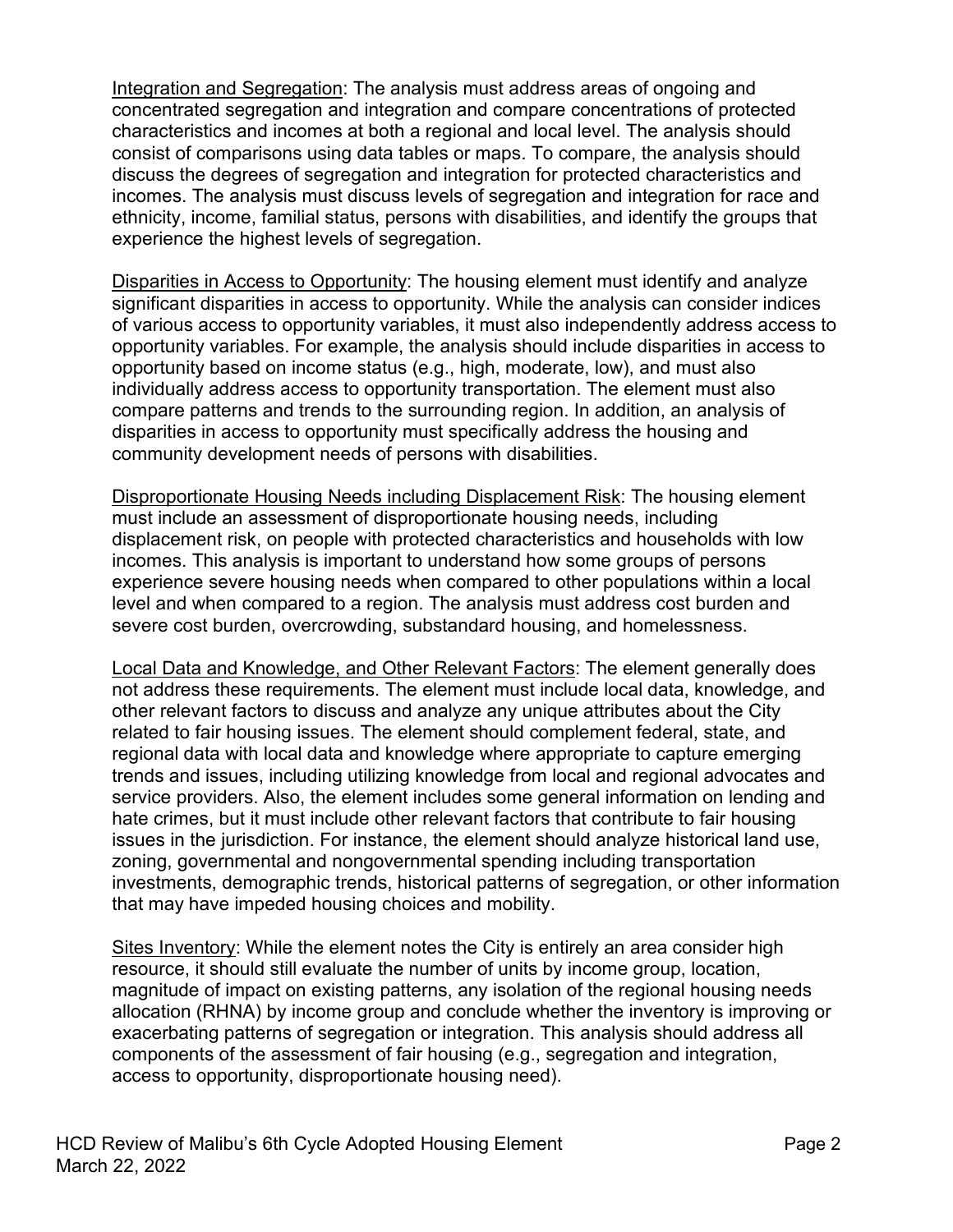Integration and Segregation: The analysis must address areas of ongoing and concentrated segregation and integration and compare concentrations of protected characteristics and incomes at both a regional and local level. The analysis should consist of comparisons using data tables or maps. To compare, the analysis should discuss the degrees of segregation and integration for protected characteristics and incomes. The analysis must discuss levels of segregation and integration for race and ethnicity, income, familial status, persons with disabilities, and identify the groups that experience the highest levels of segregation.

Disparities in Access to Opportunity: The housing element must identify and analyze significant disparities in access to opportunity. While the analysis can consider indices of various access to opportunity variables, it must also independently address access to opportunity variables. For example, the analysis should include disparities in access to opportunity based on income status (e.g., high, moderate, low), and must also individually address access to opportunity transportation. The element must also compare patterns and trends to the surrounding region. In addition, an analysis of disparities in access to opportunity must specifically address the housing and community development needs of persons with disabilities.

Disproportionate Housing Needs including Displacement Risk: The housing element must include an assessment of disproportionate housing needs, including displacement risk, on people with protected characteristics and households with low incomes. This analysis is important to understand how some groups of persons experience severe housing needs when compared to other populations within a local level and when compared to a region. The analysis must address cost burden and severe cost burden, overcrowding, substandard housing, and homelessness.

Local Data and Knowledge, and Other Relevant Factors: The element generally does not address these requirements. The element must include local data, knowledge, and other relevant factors to discuss and analyze any unique attributes about the City related to fair housing issues. The element should complement federal, state, and regional data with local data and knowledge where appropriate to capture emerging trends and issues, including utilizing knowledge from local and regional advocates and service providers. Also, the element includes some general information on lending and hate crimes, but it must include other relevant factors that contribute to fair housing issues in the jurisdiction. For instance, the element should analyze historical land use, zoning, governmental and nongovernmental spending including transportation investments, demographic trends, historical patterns of segregation, or other information that may have impeded housing choices and mobility.

Sites Inventory: While the element notes the City is entirely an area consider high resource, it should still evaluate the number of units by income group, location, magnitude of impact on existing patterns, any isolation of the regional housing needs allocation (RHNA) by income group and conclude whether the inventory is improving or exacerbating patterns of segregation or integration. This analysis should address all components of the assessment of fair housing (e.g., segregation and integration, access to opportunity, disproportionate housing need).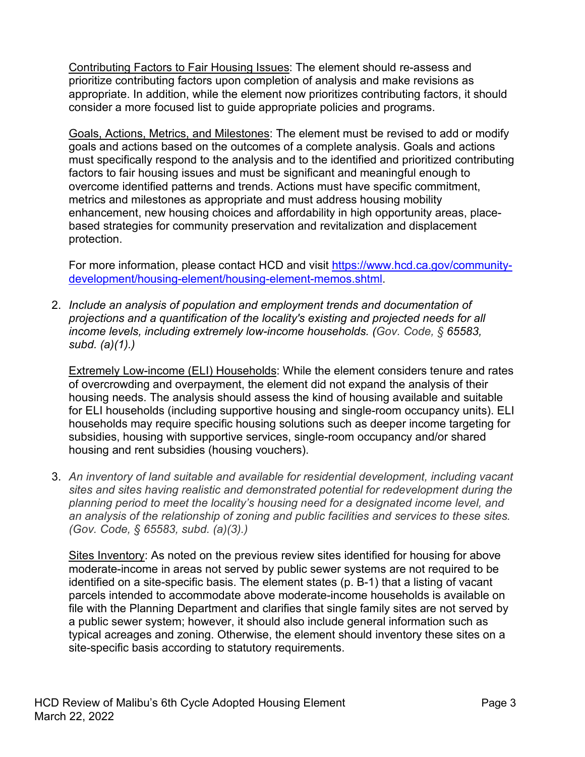Contributing Factors to Fair Housing Issues: The element should re-assess and prioritize contributing factors upon completion of analysis and make revisions as appropriate. In addition, while the element now prioritizes contributing factors, it should consider a more focused list to guide appropriate policies and programs.

Goals, Actions, Metrics, and Milestones: The element must be revised to add or modify goals and actions based on the outcomes of a complete analysis. Goals and actions must specifically respond to the analysis and to the identified and prioritized contributing factors to fair housing issues and must be significant and meaningful enough to overcome identified patterns and trends. Actions must have specific commitment, metrics and milestones as appropriate and must address housing mobility enhancement, new housing choices and affordability in high opportunity areas, place-based strategies for community preservation and revitalization and displacement protection.

For more information, please contact HCD and visit [https://www.hcd.ca.gov/community-development/housing-element/housing-element-memos.shtml](https://www.hcd.ca.gov/community-development/housing-element/housing-element-memos.shtml).

2. *Include an analysis of population and employment trends and documentation of projections and a quantification of the locality's existing and projected needs for all income levels, including extremely low-income households. (Gov. Code, § 65583, subd. (a)(1).)*

   Extremely Low-income (ELI) Households: While the element considers tenure and rates of overcrowding and overpayment, the element did not expand the analysis of their housing needs. The analysis should assess the kind of housing available and suitable for ELI households (including supportive housing and single-room occupancy units). ELI households may require specific housing solutions such as deeper income targeting for subsidies, housing with supportive services, single-room occupancy and/or shared housing and rent subsidies (housing vouchers).

3. *An inventory of land suitable and available for residential development, including vacant sites and sites having realistic and demonstrated potential for redevelopment during the planning period to meet the locality's housing need for a designated income level, and an analysis of the relationship of zoning and public facilities and services to these sites. (Gov. Code, § 65583, subd. (a)(3).)*

   Sites Inventory: As noted on the previous review sites identified for housing for above moderate-income in areas not served by public sewer systems are not required to be identified on a site-specific basis. The element states (p. B-1) that a listing of vacant parcels intended to accommodate above moderate-income households is available on file with the Planning Department and clarifies that single family sites are not served by a public sewer system; however, it should also include general information such as typical acreages and zoning. Otherwise, the element should inventory these sites on a site-specific basis according to statutory requirements.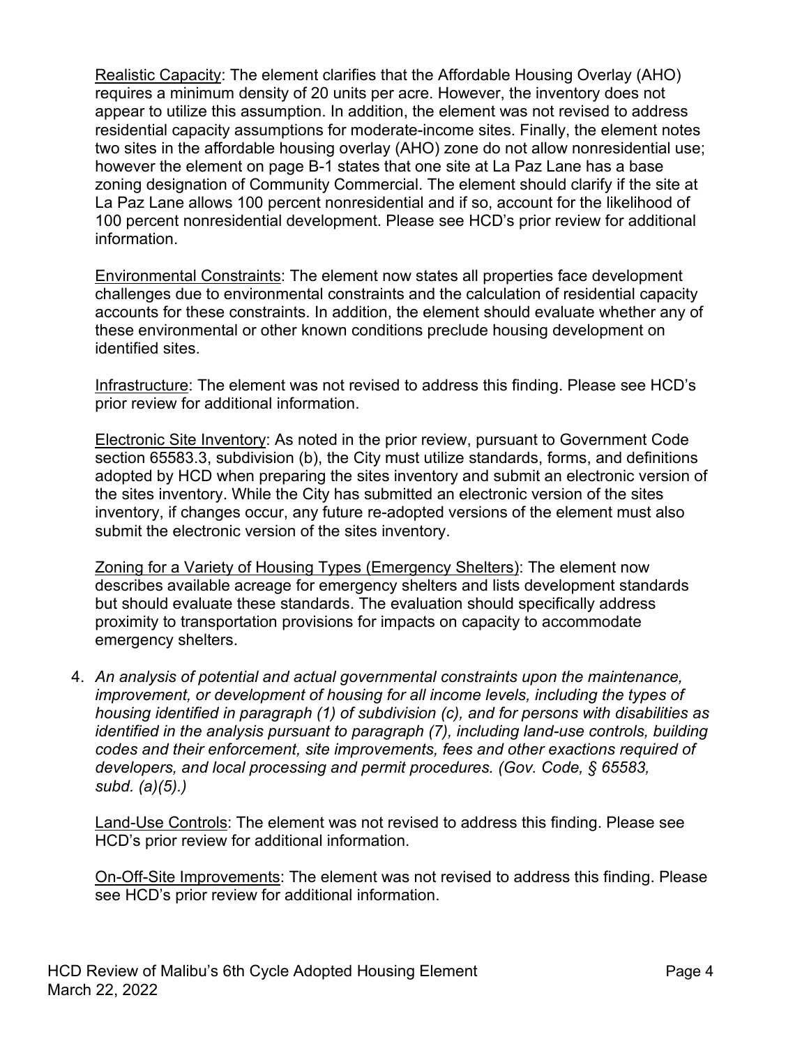Realistic Capacity: The element clarifies that the Affordable Housing Overlay (AHO) requires a minimum density of 20 units per acre. However, the inventory does not appear to utilize this assumption. In addition, the element was not revised to address residential capacity assumptions for moderate-income sites. Finally, the element notes two sites in the affordable housing overlay (AHO) zone do not allow nonresidential use; however the element on page B-1 states that one site at La Paz Lane has a base zoning designation of Community Commercial. The element should clarify if the site at La Paz Lane allows 100 percent nonresidential and if so, account for the likelihood of 100 percent nonresidential development. Please see HCD's prior review for additional information.

Environmental Constraints: The element now states all properties face development challenges due to environmental constraints and the calculation of residential capacity accounts for these constraints. In addition, the element should evaluate whether any of these environmental or other known conditions preclude housing development on identified sites.

Infrastructure: The element was not revised to address this finding. Please see HCD's prior review for additional information.

Electronic Site Inventory: As noted in the prior review, pursuant to Government Code section 65583.3, subdivision (b), the City must utilize standards, forms, and definitions adopted by HCD when preparing the sites inventory and submit an electronic version of the sites inventory. While the City has submitted an electronic version of the sites inventory, if changes occur, any future re-adopted versions of the element must also submit the electronic version of the sites inventory.

Zoning for a Variety of Housing Types (Emergency Shelters): The element now describes available acreage for emergency shelters and lists development standards but should evaluate these standards. The evaluation should specifically address proximity to transportation provisions for impacts on capacity to accommodate emergency shelters.

4. *An analysis of potential and actual governmental constraints upon the maintenance, improvement, or development of housing for all income levels, including the types of housing identified in paragraph (1) of subdivision (c), and for persons with disabilities as identified in the analysis pursuant to paragraph (7), including land-use controls, building codes and their enforcement, site improvements, fees and other exactions required of developers, and local processing and permit procedures. (Gov. Code, § 65583, subd. (a)(5).)*

   Land-Use Controls: The element was not revised to address this finding. Please see HCD's prior review for additional information.

   On-Off-Site Improvements: The element was not revised to address this finding. Please see HCD's prior review for additional information.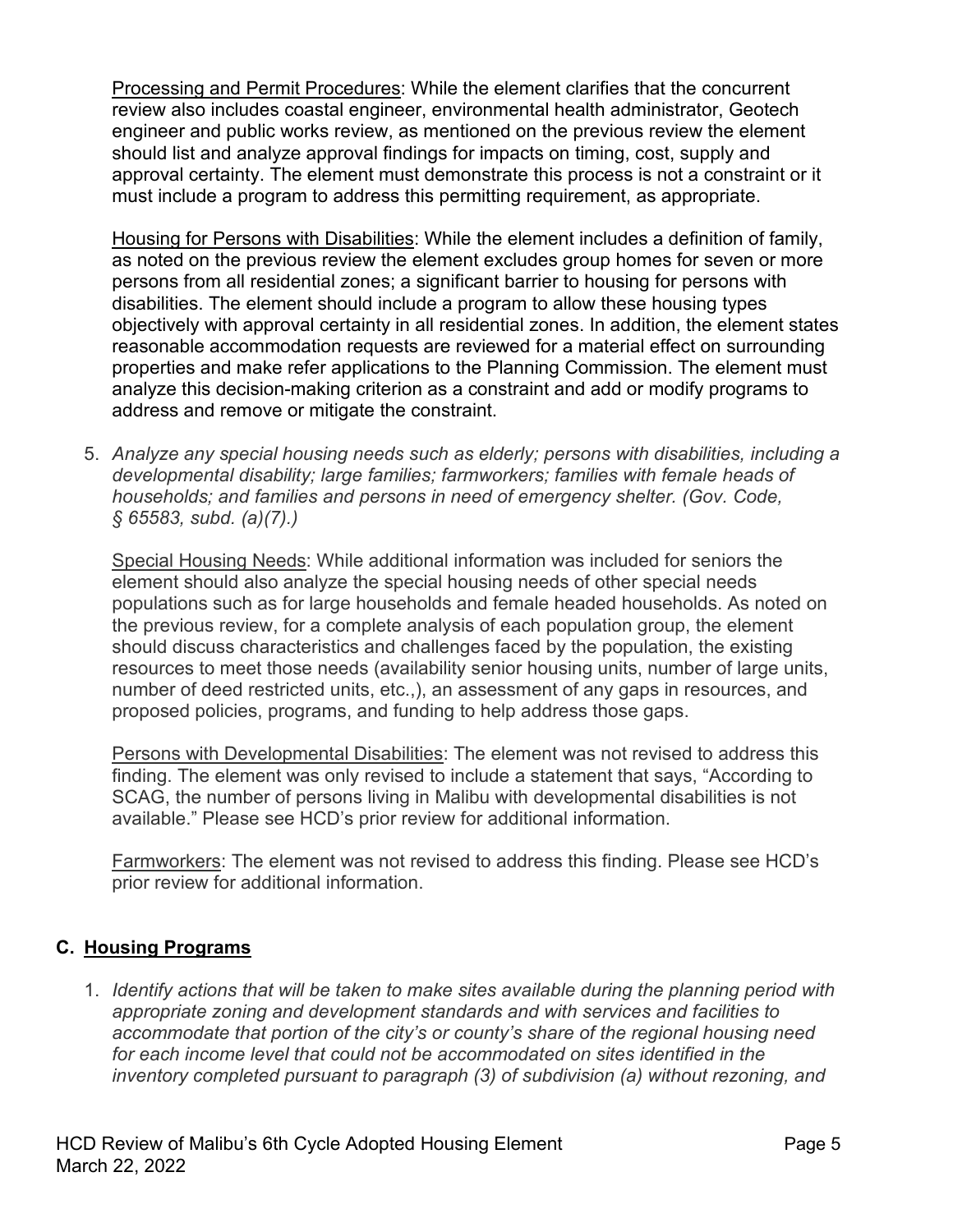Processing and Permit Procedures: While the element clarifies that the concurrent review also includes coastal engineer, environmental health administrator, Geotech engineer and public works review, as mentioned on the previous review the element should list and analyze approval findings for impacts on timing, cost, supply and approval certainty. The element must demonstrate this process is not a constraint or it must include a program to address this permitting requirement, as appropriate.

Housing for Persons with Disabilities: While the element includes a definition of family, as noted on the previous review the element excludes group homes for seven or more persons from all residential zones; a significant barrier to housing for persons with disabilities. The element should include a program to allow these housing types objectively with approval certainty in all residential zones. In addition, the element states reasonable accommodation requests are reviewed for a material effect on surrounding properties and make refer applications to the Planning Commission. The element must analyze this decision-making criterion as a constraint and add or modify programs to address and remove or mitigate the constraint.

5. *Analyze any special housing needs such as elderly; persons with disabilities, including a developmental disability; large families; farmworkers; families with female heads of households; and families and persons in need of emergency shelter. (Gov. Code, § 65583, subd. (a)(7).)*

   Special Housing Needs: While additional information was included for seniors the element should also analyze the special housing needs of other special needs populations such as for large households and female headed households. As noted on the previous review, for a complete analysis of each population group, the element should discuss characteristics and challenges faced by the population, the existing resources to meet those needs (availability senior housing units, number of large units, number of deed restricted units, etc.,), an assessment of any gaps in resources, and proposed policies, programs, and funding to help address those gaps.

   Persons with Developmental Disabilities: The element was not revised to address this finding. The element was only revised to include a statement that says, "According to SCAG, the number of persons living in Malibu with developmental disabilities is not available." Please see HCD's prior review for additional information.

   Farmworkers: The element was not revised to address this finding. Please see HCD's prior review for additional information.

## C. Housing Programs

1. *Identify actions that will be taken to make sites available during the planning period with appropriate zoning and development standards and with services and facilities to accommodate that portion of the city's or county's share of the regional housing need for each income level that could not be accommodated on sites identified in the inventory completed pursuant to paragraph (3) of subdivision (a) without rezoning, and*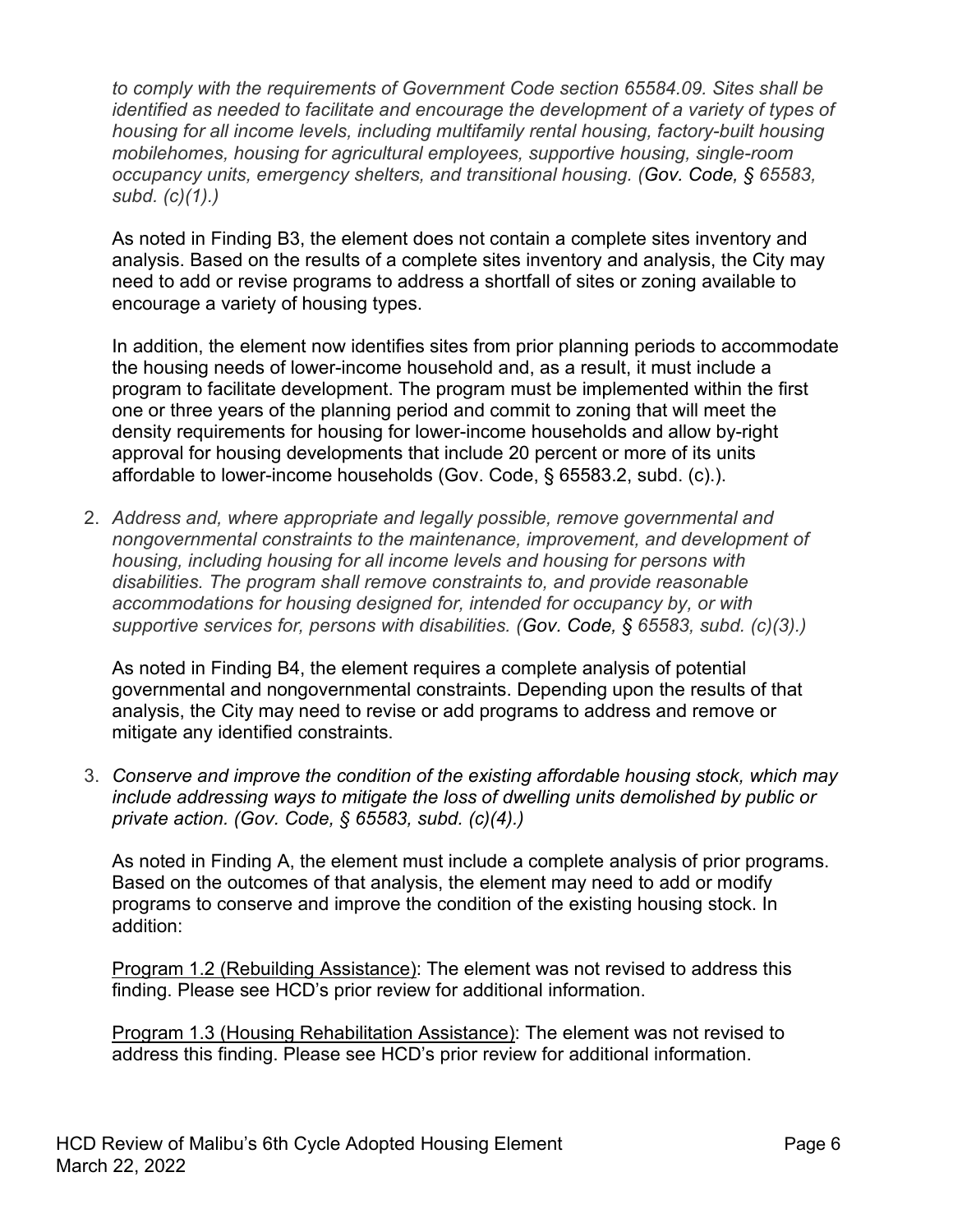*to comply with the requirements of Government Code section 65584.09. Sites shall be identified as needed to facilitate and encourage the development of a variety of types of housing for all income levels, including multifamily rental housing, factory-built housing mobilehomes, housing for agricultural employees, supportive housing, single-room occupancy units, emergency shelters, and transitional housing. (Gov. Code, § 65583, subd. (c)(1).)*

As noted in Finding B3, the element does not contain a complete sites inventory and analysis. Based on the results of a complete sites inventory and analysis, the City may need to add or revise programs to address a shortfall of sites or zoning available to encourage a variety of housing types.

In addition, the element now identifies sites from prior planning periods to accommodate the housing needs of lower-income household and, as a result, it must include a program to facilitate development. The program must be implemented within the first one or three years of the planning period and commit to zoning that will meet the density requirements for housing for lower-income households and allow by-right approval for housing developments that include 20 percent or more of its units affordable to lower-income households (Gov. Code, § 65583.2, subd. (c).).

2. *Address and, where appropriate and legally possible, remove governmental and nongovernmental constraints to the maintenance, improvement, and development of housing, including housing for all income levels and housing for persons with disabilities. The program shall remove constraints to, and provide reasonable accommodations for housing designed for, intended for occupancy by, or with supportive services for, persons with disabilities. (Gov. Code, § 65583, subd. (c)(3).)*

   As noted in Finding B4, the element requires a complete analysis of potential governmental and nongovernmental constraints. Depending upon the results of that analysis, the City may need to revise or add programs to address and remove or mitigate any identified constraints.

3. *Conserve and improve the condition of the existing affordable housing stock, which may include addressing ways to mitigate the loss of dwelling units demolished by public or private action. (Gov. Code, § 65583, subd. (c)(4).)*

   As noted in Finding A, the element must include a complete analysis of prior programs. Based on the outcomes of that analysis, the element may need to add or modify programs to conserve and improve the condition of the existing housing stock. In addition:

   <u>Program 1.2 (Rebuilding Assistance)</u>: The element was not revised to address this finding. Please see HCD's prior review for additional information.

   <u>Program 1.3 (Housing Rehabilitation Assistance)</u>: The element was not revised to address this finding. Please see HCD's prior review for additional information.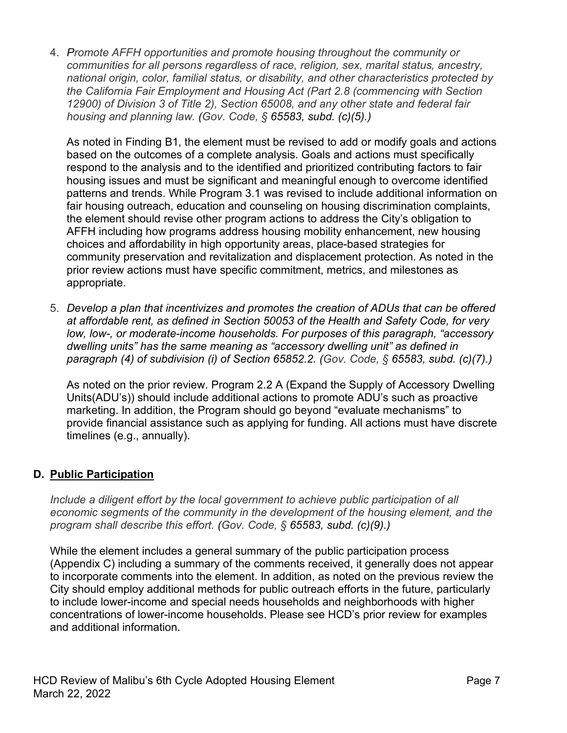4. *Promote AFFH opportunities and promote housing throughout the community or communities for all persons regardless of race, religion, sex, marital status, ancestry, national origin, color, familial status, or disability, and other characteristics protected by the California Fair Employment and Housing Act (Part 2.8 (commencing with Section 12900) of Division 3 of Title 2), Section 65008, and any other state and federal fair housing and planning law. (Gov. Code, § 65583, subd. (c)(5).)*

   As noted in Finding B1, the element must be revised to add or modify goals and actions based on the outcomes of a complete analysis. Goals and actions must specifically respond to the analysis and to the identified and prioritized contributing factors to fair housing issues and must be significant and meaningful enough to overcome identified patterns and trends. While Program 3.1 was revised to include additional information on fair housing outreach, education and counseling on housing discrimination complaints, the element should revise other program actions to address the City's obligation to AFFH including how programs address housing mobility enhancement, new housing choices and affordability in high opportunity areas, place-based strategies for community preservation and revitalization and displacement protection. As noted in the prior review actions must have specific commitment, metrics, and milestones as appropriate.

5. *Develop a plan that incentivizes and promotes the creation of ADUs that can be offered at affordable rent, as defined in Section 50053 of the Health and Safety Code, for very low, low-, or moderate-income households. For purposes of this paragraph, "accessory dwelling units" has the same meaning as "accessory dwelling unit" as defined in paragraph (4) of subdivision (i) of Section 65852.2. (Gov. Code, § 65583, subd. (c)(7).)*

   As noted on the prior review. Program 2.2 A (Expand the Supply of Accessory Dwelling Units(ADU's)) should include additional actions to promote ADU's such as proactive marketing. In addition, the Program should go beyond "evaluate mechanisms" to provide financial assistance such as applying for funding. All actions must have discrete timelines (e.g., annually).

## D. Public Participation

*Include a diligent effort by the local government to achieve public participation of all economic segments of the community in the development of the housing element, and the program shall describe this effort. (Gov. Code, § 65583, subd. (c)(9).)*

While the element includes a general summary of the public participation process (Appendix C) including a summary of the comments received, it generally does not appear to incorporate comments into the element. In addition, as noted on the previous review the City should employ additional methods for public outreach efforts in the future, particularly to include lower-income and special needs households and neighborhoods with higher concentrations of lower-income households. Please see HCD's prior review for examples and additional information.